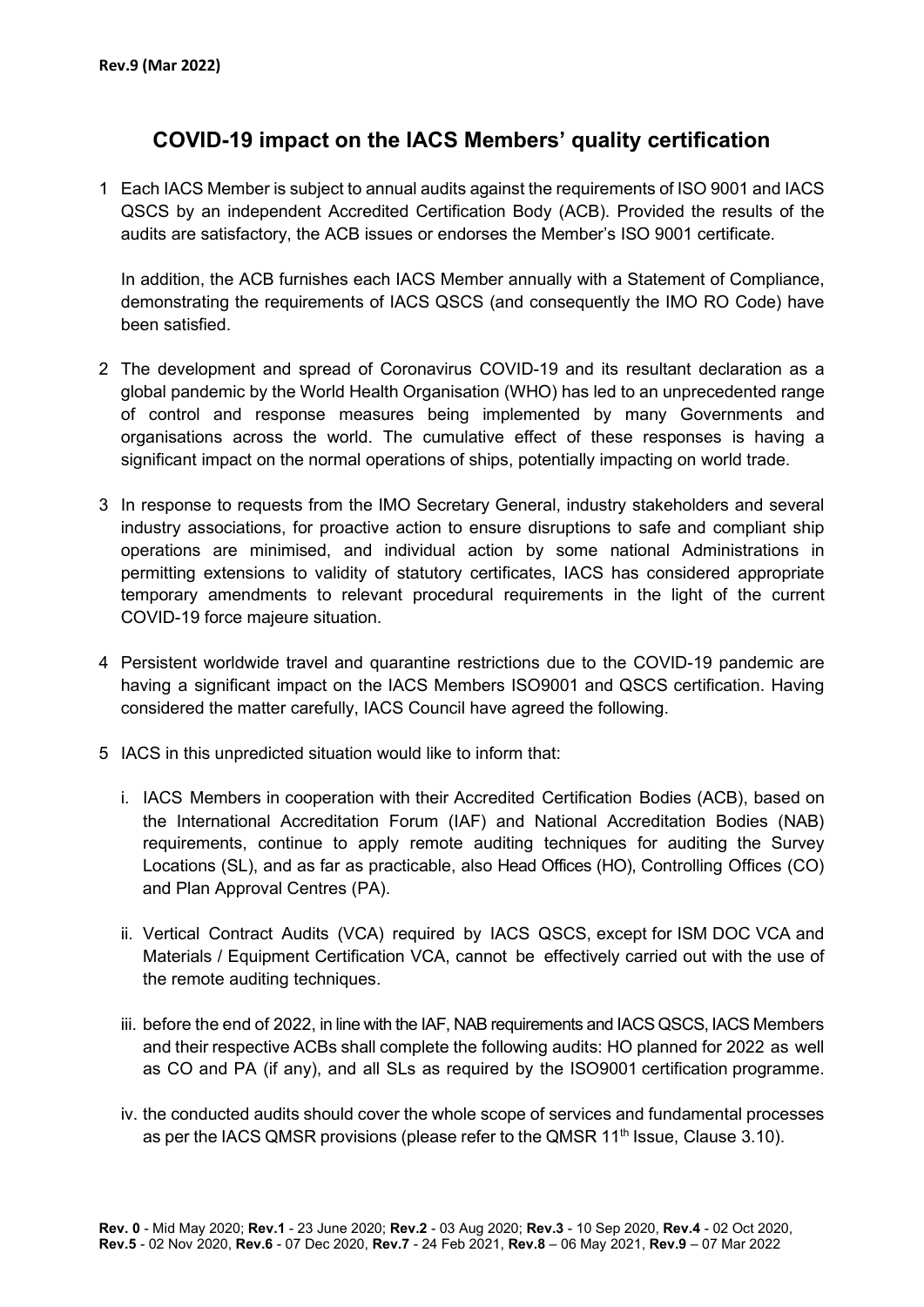**Rev.9 (Mar 2022)**

# COVID-19 impact on the IACS Members' quality certification

1 Each IACS Member is subject to annual audits against the requirements of ISO 9001 and IACS QSCS by an independent Accredited Certification Body (ACB). Provided the results of the audits are satisfactory, the ACB issues or endorses the Member's ISO 9001 certificate.

   In addition, the ACB furnishes each IACS Member annually with a Statement of Compliance, demonstrating the requirements of IACS QSCS (and consequently the IMO RO Code) have been satisfied.

2 The development and spread of Coronavirus COVID-19 and its resultant declaration as a global pandemic by the World Health Organisation (WHO) has led to an unprecedented range of control and response measures being implemented by many Governments and organisations across the world. The cumulative effect of these responses is having a significant impact on the normal operations of ships, potentially impacting on world trade.

3 In response to requests from the IMO Secretary General, industry stakeholders and several industry associations, for proactive action to ensure disruptions to safe and compliant ship operations are minimised, and individual action by some national Administrations in permitting extensions to validity of statutory certificates, IACS has considered appropriate temporary amendments to relevant procedural requirements in the light of the current COVID-19 force majeure situation.

4 Persistent worldwide travel and quarantine restrictions due to the COVID-19 pandemic are having a significant impact on the IACS Members ISO9001 and QSCS certification. Having considered the matter carefully, IACS Council have agreed the following.

5 IACS in this unpredicted situation would like to inform that:

   i. IACS Members in cooperation with their Accredited Certification Bodies (ACB), based on the International Accreditation Forum (IAF) and National Accreditation Bodies (NAB) requirements, continue to apply remote auditing techniques for auditing the Survey Locations (SL), and as far as practicable, also Head Offices (HO), Controlling Offices (CO) and Plan Approval Centres (PA).

   ii. Vertical Contract Audits (VCA) required by IACS QSCS, except for ISM DOC VCA and Materials / Equipment Certification VCA, cannot be effectively carried out with the use of the remote auditing techniques.

   iii. before the end of 2022, in line with the IAF, NAB requirements and IACS QSCS, IACS Members and their respective ACBs shall complete the following audits: HO planned for 2022 as well as CO and PA (if any), and all SLs as required by the ISO9001 certification programme.

   iv. the conducted audits should cover the whole scope of services and fundamental processes as per the IACS QMSR provisions (please refer to the QMSR 11th Issue, Clause 3.10).

**Rev. 0** - Mid May 2020; **Rev.1** - 23 June 2020; **Rev.2** - 03 Aug 2020; **Rev.3** - 10 Sep 2020, **Rev.4** - 02 Oct 2020, **Rev.5** - 02 Nov 2020, **Rev.6** - 07 Dec 2020, **Rev.7** - 24 Feb 2021, **Rev.8** – 06 May 2021, **Rev.9** – 07 Mar 2022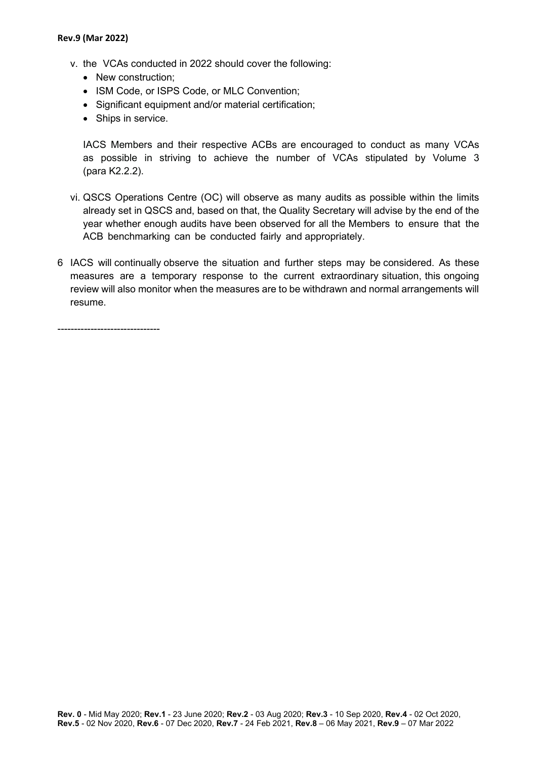v. the VCAs conducted in 2022 should cover the following:
   - New construction;
   - ISM Code, or ISPS Code, or MLC Convention;
   - Significant equipment and/or material certification;
   - Ships in service.

   IACS Members and their respective ACBs are encouraged to conduct as many VCAs as possible in striving to achieve the number of VCAs stipulated by Volume 3 (para K2.2.2).

vi. QSCS Operations Centre (OC) will observe as many audits as possible within the limits already set in QSCS and, based on that, the Quality Secretary will advise by the end of the year whether enough audits have been observed for all the Members to ensure that the ACB benchmarking can be conducted fairly and appropriately.

6 IACS will continually observe the situation and further steps may be considered. As these measures are a temporary response to the current extraordinary situation, this ongoing review will also monitor when the measures are to be withdrawn and normal arrangements will resume.

-------------------------------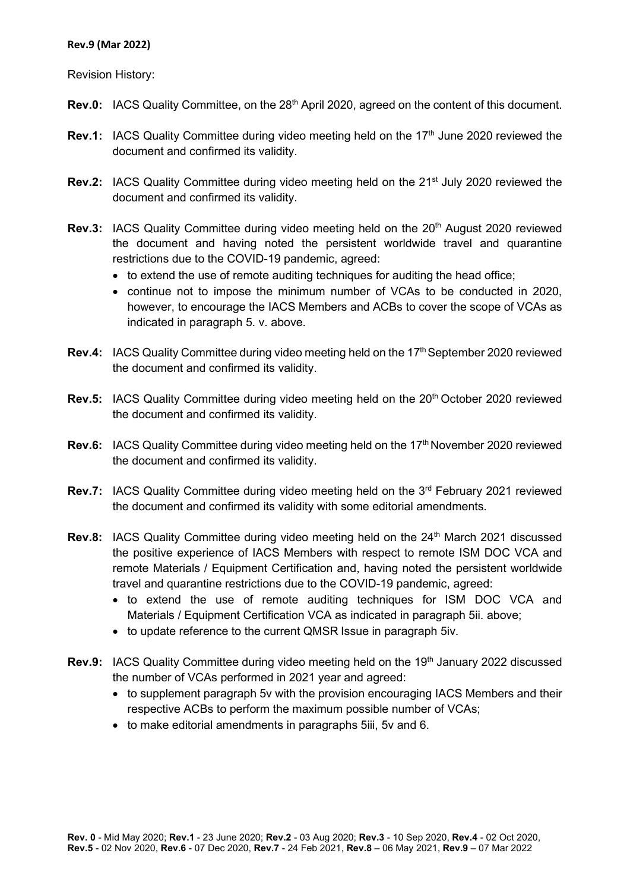Revision History:

- **Rev.0:** IACS Quality Committee, on the 28th April 2020, agreed on the content of this document.
- **Rev.1:** IACS Quality Committee during video meeting held on the 17th June 2020 reviewed the document and confirmed its validity.
- **Rev.2:** IACS Quality Committee during video meeting held on the 21st July 2020 reviewed the document and confirmed its validity.
- **Rev.3:** IACS Quality Committee during video meeting held on the 20th August 2020 reviewed the document and having noted the persistent worldwide travel and quarantine restrictions due to the COVID-19 pandemic, agreed:
  - to extend the use of remote auditing techniques for auditing the head office;
  - continue not to impose the minimum number of VCAs to be conducted in 2020, however, to encourage the IACS Members and ACBs to cover the scope of VCAs as indicated in paragraph 5. v. above.
- **Rev.4:** IACS Quality Committee during video meeting held on the 17th September 2020 reviewed the document and confirmed its validity.
- **Rev.5:** IACS Quality Committee during video meeting held on the 20th October 2020 reviewed the document and confirmed its validity.
- **Rev.6:** IACS Quality Committee during video meeting held on the 17th November 2020 reviewed the document and confirmed its validity.
- **Rev.7:** IACS Quality Committee during video meeting held on the 3rd February 2021 reviewed the document and confirmed its validity with some editorial amendments.
- **Rev.8:** IACS Quality Committee during video meeting held on the 24th March 2021 discussed the positive experience of IACS Members with respect to remote ISM DOC VCA and remote Materials / Equipment Certification and, having noted the persistent worldwide travel and quarantine restrictions due to the COVID-19 pandemic, agreed:
  - to extend the use of remote auditing techniques for ISM DOC VCA and Materials / Equipment Certification VCA as indicated in paragraph 5ii. above;
  - to update reference to the current QMSR Issue in paragraph 5iv.
- **Rev.9:** IACS Quality Committee during video meeting held on the 19th January 2022 discussed the number of VCAs performed in 2021 year and agreed:
  - to supplement paragraph 5v with the provision encouraging IACS Members and their respective ACBs to perform the maximum possible number of VCAs;
  - to make editorial amendments in paragraphs 5iii, 5v and 6.